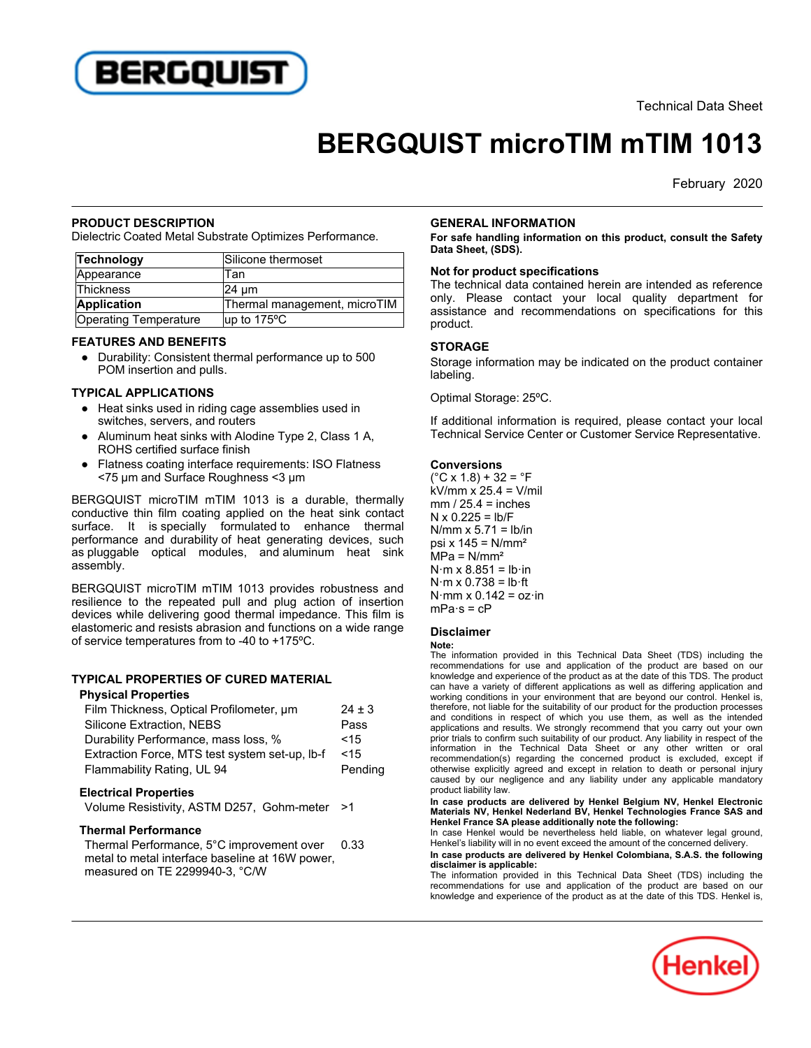Technical Data Sheet

# BERGQUIST microTIM mTIM 1013

February 2020

## PRODUCT DESCRIPTION

Dielectric Coated Metal Substrate Optimizes Performance.

| **Technology** | Silicone thermoset |
|---|---|
| Appearance | Tan |
| Thickness | 24 µm |
| **Application** | Thermal management, microTIM |
| Operating Temperature | up to 175ºC |

## FEATURES AND BENEFITS

- Durability: Consistent thermal performance up to 500 POM insertion and pulls.

## TYPICAL APPLICATIONS

- Heat sinks used in riding cage assemblies used in switches, servers, and routers
- Aluminum heat sinks with Alodine Type 2, Class 1 A, ROHS certified surface finish
- Flatness coating interface requirements: ISO Flatness <75 µm and Surface Roughness <3 µm

BERGQUIST microTIM mTIM 1013 is a durable, thermally conductive thin film coating applied on the heat sink contact surface. It is specially formulated to enhance thermal performance and durability of heat generating devices, such as pluggable optical modules, and aluminum heat sink assembly.

BERGQUIST microTIM mTIM 1013 provides robustness and resilience to the repeated pull and plug action of insertion devices while delivering good thermal impedance. This film is elastomeric and resists abrasion and functions on a wide range of service temperatures from to -40 to +175ºC.

## TYPICAL PROPERTIES OF CURED MATERIAL

### Physical Properties

| | |
|---|---|
| Film Thickness, Optical Profilometer, µm | 24 ± 3 |
| Silicone Extraction, NEBS | Pass |
| Durability Performance, mass loss, % | <15 |
| Extraction Force, MTS test system set-up, lb-f | <15 |
| Flammability Rating, UL 94 | Pending |

### Electrical Properties

| | |
|---|---|
| Volume Resistivity, ASTM D257, Gohm-meter | >1 |

### Thermal Performance

| | |
|---|---|
| Thermal Performance, 5°C improvement over metal to metal interface baseline at 16W power, measured on TE 2299940-3, °C/W | 0.33 |

## GENERAL INFORMATION

**For safe handling information on this product, consult the Safety Data Sheet, (SDS).**

### Not for product specifications

The technical data contained herein are intended as reference only. Please contact your local quality department for assistance and recommendations on specifications for this product.

## STORAGE

Storage information may be indicated on the product container labeling.

Optimal Storage: 25ºC.

If additional information is required, please contact your local Technical Service Center or Customer Service Representative.

### Conversions

(°C x 1.8) + 32 = °F
kV/mm x 25.4 = V/mil
mm / 25.4 = inches
N x 0.225 = lb/F
N/mm x 5.71 = lb/in
psi x 145 = N/mm²
MPa = N/mm²
N·m x 8.851 = lb·in
N·m x 0.738 = lb·ft
N·mm x 0.142 = oz·in
mPa·s = cP

### Disclaimer

**Note:**
The information provided in this Technical Data Sheet (TDS) including the recommendations for use and application of the product are based on our knowledge and experience of the product as at the date of this TDS. The product can have a variety of different applications as well as differing application and working conditions in your environment that are beyond our control. Henkel is, therefore, not liable for the suitability of our product for the production processes and conditions in respect of which you use them, as well as the intended applications and results. We strongly recommend that you carry out your own prior trials to confirm such suitability of our product. Any liability in respect of the information in the Technical Data Sheet or any other written or oral recommendation(s) regarding the concerned product is excluded, except if otherwise explicitly agreed and except in relation to death or personal injury caused by our negligence and any liability under any applicable mandatory product liability law.

**In case products are delivered by Henkel Belgium NV, Henkel Electronic Materials NV, Henkel Nederland BV, Henkel Technologies France SAS and Henkel France SA please additionally note the following:**
In case Henkel would be nevertheless held liable, on whatever legal ground, Henkel's liability will in no event exceed the amount of the concerned delivery.

**In case products are delivered by Henkel Colombiana, S.A.S. the following disclaimer is applicable:**
The information provided in this Technical Data Sheet (TDS) including the recommendations for use and application of the product are based on our knowledge and experience of the product as at the date of this TDS. Henkel is,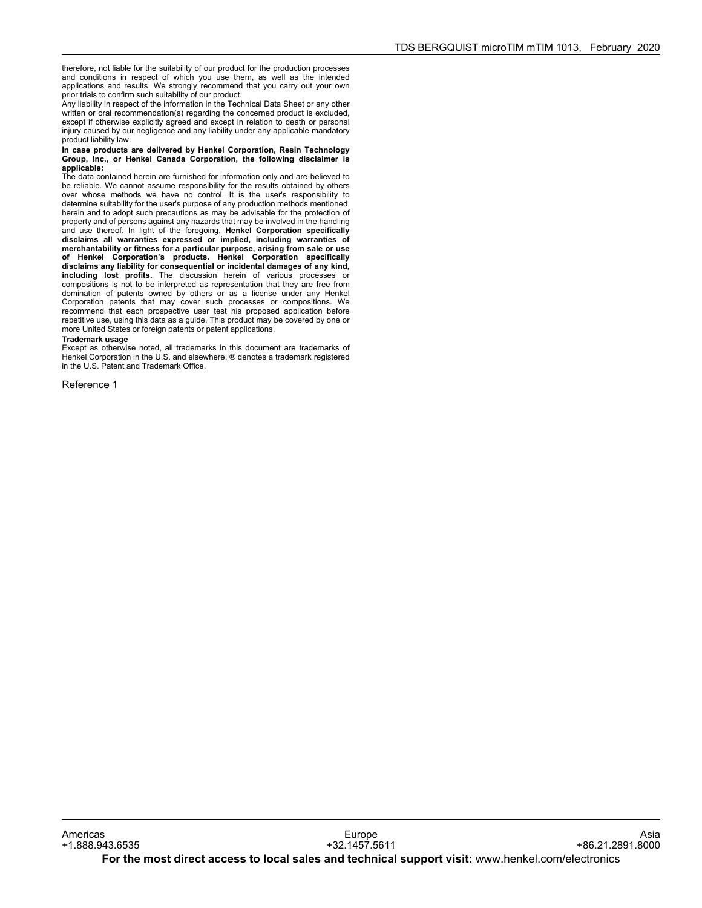therefore, not liable for the suitability of our product for the production processes and conditions in respect of which you use them, as well as the intended applications and results. We strongly recommend that you carry out your own prior trials to confirm such suitability of our product.

Any liability in respect of the information in the Technical Data Sheet or any other written or oral recommendation(s) regarding the concerned product is excluded, except if otherwise explicitly agreed and except in relation to death or personal injury caused by our negligence and any liability under any applicable mandatory product liability law.

**In case products are delivered by Henkel Corporation, Resin Technology Group, Inc., or Henkel Canada Corporation, the following disclaimer is applicable:**

The data contained herein are furnished for information only and are believed to be reliable. We cannot assume responsibility for the results obtained by others over whose methods we have no control. It is the user's responsibility to determine suitability for the user's purpose of any production methods mentioned herein and to adopt such precautions as may be advisable for the protection of property and of persons against any hazards that may be involved in the handling and use thereof. In light of the foregoing, **Henkel Corporation specifically disclaims all warranties expressed or implied, including warranties of merchantability or fitness for a particular purpose, arising from sale or use of Henkel Corporation's products. Henkel Corporation specifically disclaims any liability for consequential or incidental damages of any kind, including lost profits.** The discussion herein of various processes or compositions is not to be interpreted as representation that they are free from domination of patents owned by others or as a license under any Henkel Corporation patents that may cover such processes or compositions. We recommend that each prospective user test his proposed application before repetitive use, using this data as a guide. This product may be covered by one or more United States or foreign patents or patent applications.

**Trademark usage**

Except as otherwise noted, all trademarks in this document are trademarks of Henkel Corporation in the U.S. and elsewhere. ® denotes a trademark registered in the U.S. Patent and Trademark Office.

Reference 1

Americas
+1.888.943.6535

Europe
+32.1457.5611

Asia
+86.21.2891.8000

**For the most direct access to local sales and technical support visit:** www.henkel.com/electronics